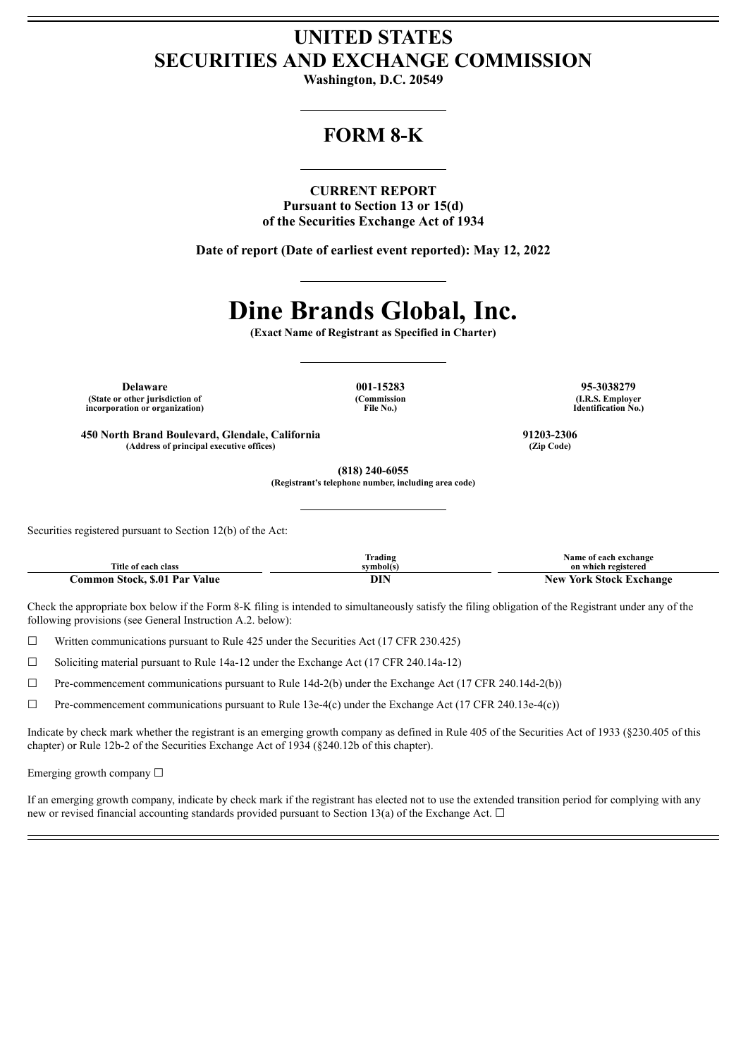# UNITED STATES
# SECURITIES AND EXCHANGE COMMISSION

**Washington, D.C. 20549**

---

## FORM 8-K

---

**CURRENT REPORT**
**Pursuant to Section 13 or 15(d)**
**of the Securities Exchange Act of 1934**

**Date of report (Date of earliest event reported): May 12, 2022**

---

# Dine Brands Global, Inc.

**(Exact Name of Registrant as Specified in Charter)**

---

| Delaware | 001-15283 | 95-3038279 |
|---|---|---|
| (State or other jurisdiction of incorporation or organization) | (Commission File No.) | (I.R.S. Employer Identification No.) |

| 450 North Brand Boulevard, Glendale, California | 91203-2306 |
|---|---|
| (Address of principal executive offices) | (Zip Code) |

**(818) 240-6055**
**(Registrant's telephone number, including area code)**

---

Securities registered pursuant to Section 12(b) of the Act:

| Title of each class | Trading symbol(s) | Name of each exchange on which registered |
|---|---|---|
| **Common Stock, $.01 Par Value** | **DIN** | **New York Stock Exchange** |

Check the appropriate box below if the Form 8-K filing is intended to simultaneously satisfy the filing obligation of the Registrant under any of the following provisions (see General Instruction A.2. below):

☐ Written communications pursuant to Rule 425 under the Securities Act (17 CFR 230.425)

☐ Soliciting material pursuant to Rule 14a-12 under the Exchange Act (17 CFR 240.14a-12)

☐ Pre-commencement communications pursuant to Rule 14d-2(b) under the Exchange Act (17 CFR 240.14d-2(b))

☐ Pre-commencement communications pursuant to Rule 13e-4(c) under the Exchange Act (17 CFR 240.13e-4(c))

Indicate by check mark whether the registrant is an emerging growth company as defined in Rule 405 of the Securities Act of 1933 (§230.405 of this chapter) or Rule 12b-2 of the Securities Exchange Act of 1934 (§240.12b of this chapter).

Emerging growth company ☐

If an emerging growth company, indicate by check mark if the registrant has elected not to use the extended transition period for complying with any new or revised financial accounting standards provided pursuant to Section 13(a) of the Exchange Act. ☐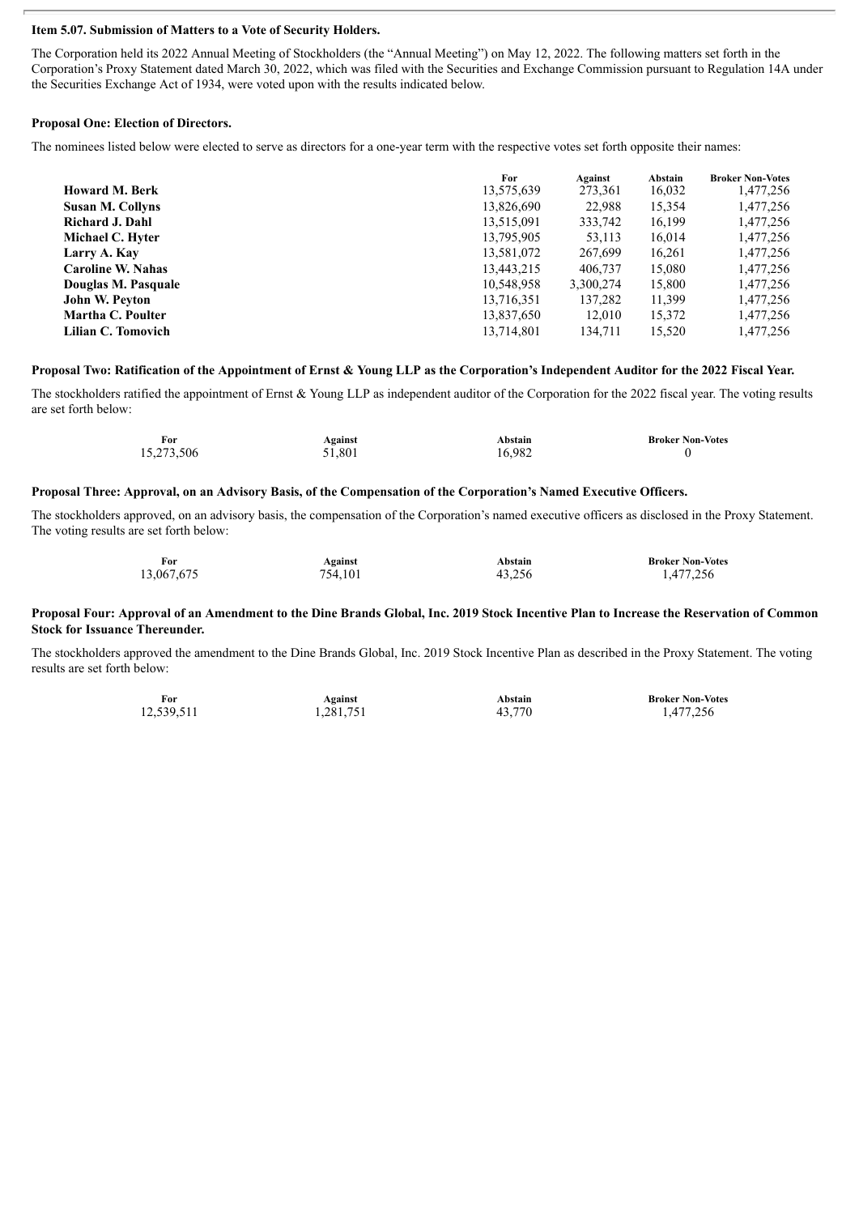**Item 5.07. Submission of Matters to a Vote of Security Holders.**

The Corporation held its 2022 Annual Meeting of Stockholders (the "Annual Meeting") on May 12, 2022. The following matters set forth in the Corporation's Proxy Statement dated March 30, 2022, which was filed with the Securities and Exchange Commission pursuant to Regulation 14A under the Securities Exchange Act of 1934, were voted upon with the results indicated below.

**Proposal One: Election of Directors.**

The nominees listed below were elected to serve as directors for a one-year term with the respective votes set forth opposite their names:

| | For | Against | Abstain | Broker Non-Votes |
|---|---|---|---|---|
| **Howard M. Berk** | 13,575,639 | 273,361 | 16,032 | 1,477,256 |
| **Susan M. Collyns** | 13,826,690 | 22,988 | 15,354 | 1,477,256 |
| **Richard J. Dahl** | 13,515,091 | 333,742 | 16,199 | 1,477,256 |
| **Michael C. Hyter** | 13,795,905 | 53,113 | 16,014 | 1,477,256 |
| **Larry A. Kay** | 13,581,072 | 267,699 | 16,261 | 1,477,256 |
| **Caroline W. Nahas** | 13,443,215 | 406,737 | 15,080 | 1,477,256 |
| **Douglas M. Pasquale** | 10,548,958 | 3,300,274 | 15,800 | 1,477,256 |
| **John W. Peyton** | 13,716,351 | 137,282 | 11,399 | 1,477,256 |
| **Martha C. Poulter** | 13,837,650 | 12,010 | 15,372 | 1,477,256 |
| **Lilian C. Tomovich** | 13,714,801 | 134,711 | 15,520 | 1,477,256 |

**Proposal Two: Ratification of the Appointment of Ernst & Young LLP as the Corporation's Independent Auditor for the 2022 Fiscal Year.**

The stockholders ratified the appointment of Ernst & Young LLP as independent auditor of the Corporation for the 2022 fiscal year. The voting results are set forth below:

| For | Against | Abstain | Broker Non-Votes |
|---|---|---|---|
| 15,273,506 | 51,801 | 16,982 | 0 |

**Proposal Three: Approval, on an Advisory Basis, of the Compensation of the Corporation's Named Executive Officers.**

The stockholders approved, on an advisory basis, the compensation of the Corporation's named executive officers as disclosed in the Proxy Statement. The voting results are set forth below:

| For | Against | Abstain | Broker Non-Votes |
|---|---|---|---|
| 13,067,675 | 754,101 | 43,256 | 1,477,256 |

**Proposal Four: Approval of an Amendment to the Dine Brands Global, Inc. 2019 Stock Incentive Plan to Increase the Reservation of Common Stock for Issuance Thereunder.**

The stockholders approved the amendment to the Dine Brands Global, Inc. 2019 Stock Incentive Plan as described in the Proxy Statement. The voting results are set forth below:

| For | Against | Abstain | Broker Non-Votes |
|---|---|---|---|
| 12,539,511 | 1,281,751 | 43,770 | 1,477,256 |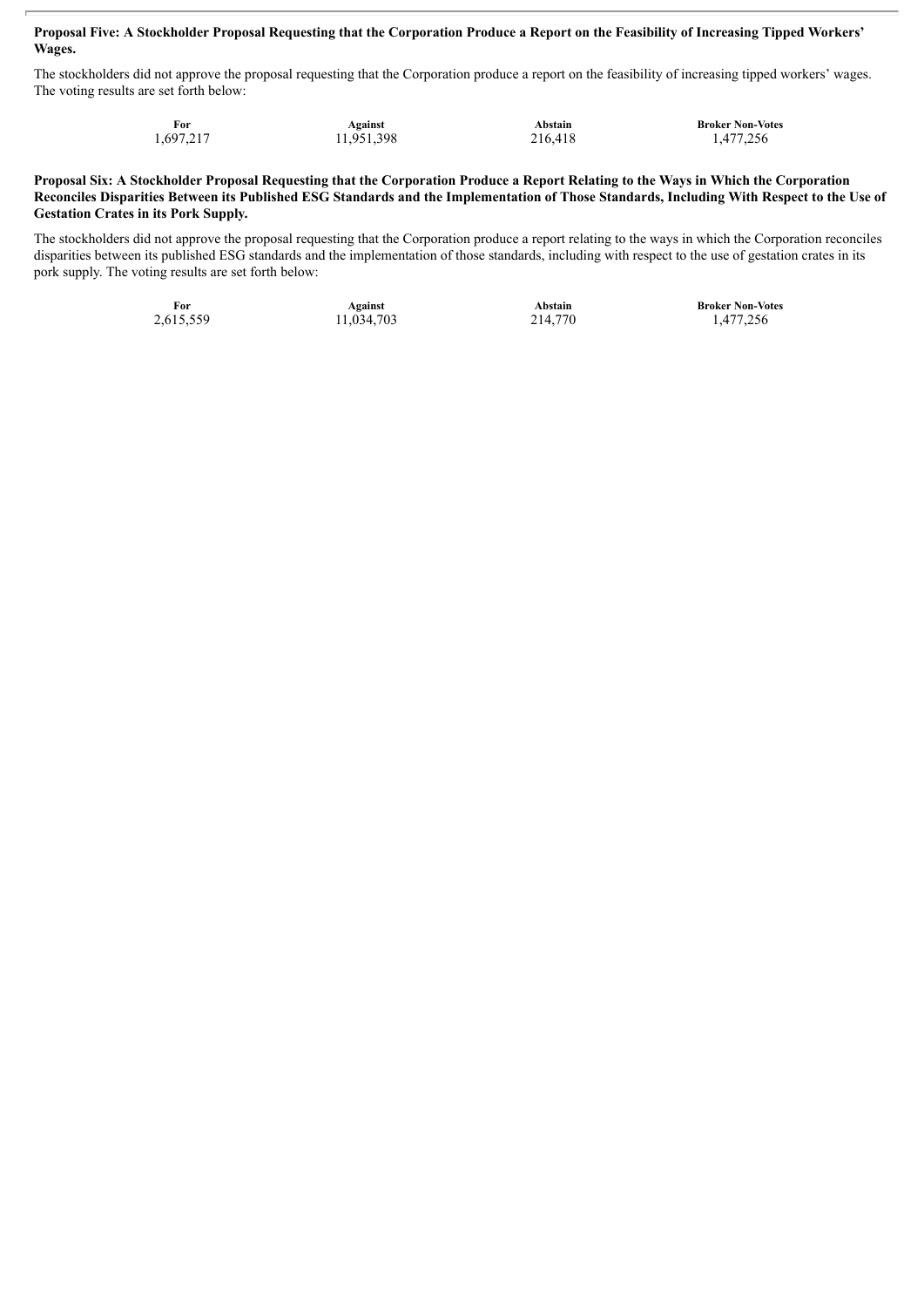**Proposal Five: A Stockholder Proposal Requesting that the Corporation Produce a Report on the Feasibility of Increasing Tipped Workers' Wages.**

The stockholders did not approve the proposal requesting that the Corporation produce a report on the feasibility of increasing tipped workers' wages. The voting results are set forth below:

| For | Against | Abstain | Broker Non-Votes |
|---|---|---|---|
| 1,697,217 | 11,951,398 | 216,418 | 1,477,256 |

**Proposal Six: A Stockholder Proposal Requesting that the Corporation Produce a Report Relating to the Ways in Which the Corporation Reconciles Disparities Between its Published ESG Standards and the Implementation of Those Standards, Including With Respect to the Use of Gestation Crates in its Pork Supply.**

The stockholders did not approve the proposal requesting that the Corporation produce a report relating to the ways in which the Corporation reconciles disparities between its published ESG standards and the implementation of those standards, including with respect to the use of gestation crates in its pork supply. The voting results are set forth below:

| For | Against | Abstain | Broker Non-Votes |
|---|---|---|---|
| 2,615,559 | 11,034,703 | 214,770 | 1,477,256 |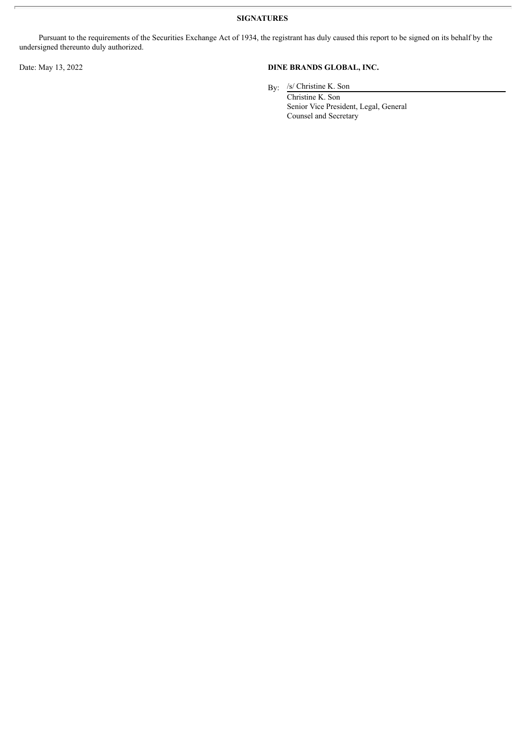**SIGNATURES**

Pursuant to the requirements of the Securities Exchange Act of 1934, the registrant has duly caused this report to be signed on its behalf by the undersigned thereunto duly authorized.

Date: May 13, 2022

**DINE BRANDS GLOBAL, INC.**

By: /s/ Christine K. Son

Christine K. Son
Senior Vice President, Legal, General Counsel and Secretary